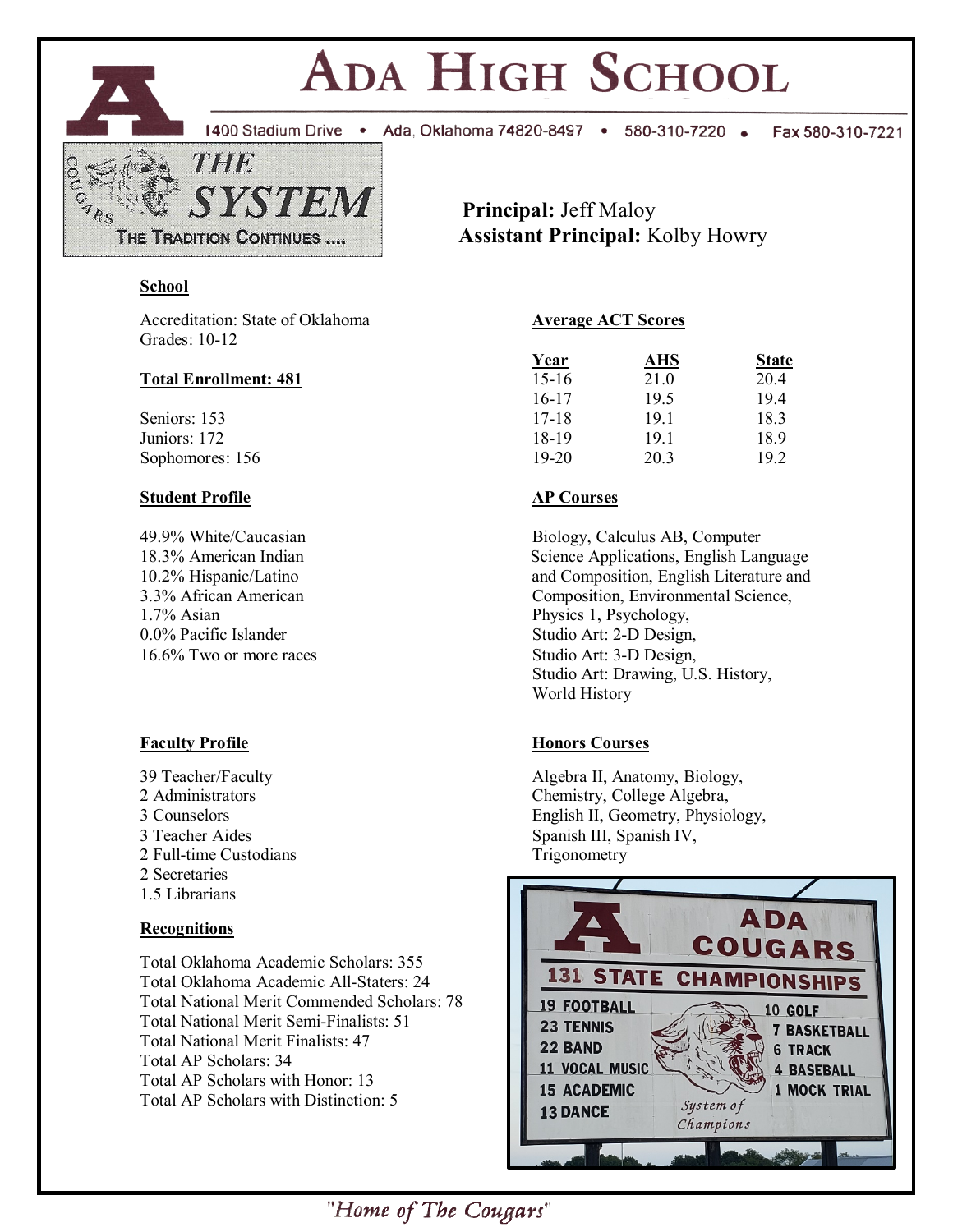# ADA HIGH SCHOOL

1400 Stadium Drive • Ada, Oklahoma 74820-8497 • 580-310-7220 • Fax 580-310-7221

THE SYSTEM
THE TRADITION CONTINUES ....

**Principal:** Jeff Maloy
**Assistant Principal:** Kolby Howry

### School

Accreditation: State of Oklahoma
Grades: 10-12

### Total Enrollment: 481

Seniors: 153
Juniors: 172
Sophomores: 156

### Student Profile

49.9% White/Caucasian
18.3% American Indian
10.2% Hispanic/Latino
3.3% African American
1.7% Asian
0.0% Pacific Islander
16.6% Two or more races

### Faculty Profile

39 Teacher/Faculty
2 Administrators
3 Counselors
3 Teacher Aides
2 Full-time Custodians
2 Secretaries
1.5 Librarians

### Recognitions

Total Oklahoma Academic Scholars: 355
Total Oklahoma Academic All-Staters: 24
Total National Merit Commended Scholars: 78
Total National Merit Semi-Finalists: 51
Total National Merit Finalists: 47
Total AP Scholars: 34
Total AP Scholars with Honor: 13
Total AP Scholars with Distinction: 5

### Average ACT Scores

| Year | AHS | State |
|---|---|---|
| 15-16 | 21.0 | 20.4 |
| 16-17 | 19.5 | 19.4 |
| 17-18 | 19.1 | 18.3 |
| 18-19 | 19.1 | 18.9 |
| 19-20 | 20.3 | 19.2 |

### AP Courses

Biology, Calculus AB, Computer Science Applications, English Language and Composition, English Literature and Composition, Environmental Science, Physics 1, Psychology, Studio Art: 2-D Design, Studio Art: 3-D Design, Studio Art: Drawing, U.S. History, World History

### Honors Courses

Algebra II, Anatomy, Biology, Chemistry, College Algebra, English II, Geometry, Physiology, Spanish III, Spanish IV, Trigonometry

ADA COUGARS
131 STATE CHAMPIONSHIPS

19 FOOTBALL
23 TENNIS
22 BAND
11 VOCAL MUSIC
15 ACADEMIC
13 DANCE
10 GOLF
7 BASKETBALL
6 TRACK
4 BASEBALL
1 MOCK TRIAL

System of Champions

"Home of The Cougars"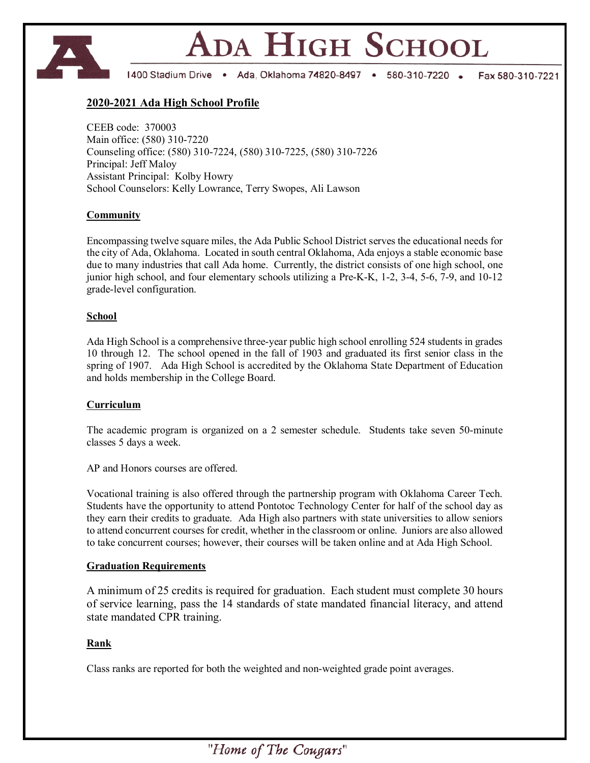# Ada High School

1400 Stadium Drive • Ada, Oklahoma 74820-8497 • 580-310-7220 • Fax 580-310-7221

## 2020-2021 Ada High School Profile

CEEB code: 370003
Main office: (580) 310-7220
Counseling office: (580) 310-7224, (580) 310-7225, (580) 310-7226
Principal: Jeff Maloy
Assistant Principal: Kolby Howry
School Counselors: Kelly Lowrance, Terry Swopes, Ali Lawson

### Community

Encompassing twelve square miles, the Ada Public School District serves the educational needs for the city of Ada, Oklahoma. Located in south central Oklahoma, Ada enjoys a stable economic base due to many industries that call Ada home. Currently, the district consists of one high school, one junior high school, and four elementary schools utilizing a Pre-K-K, 1-2, 3-4, 5-6, 7-9, and 10-12 grade-level configuration.

### School

Ada High School is a comprehensive three-year public high school enrolling 524 students in grades 10 through 12. The school opened in the fall of 1903 and graduated its first senior class in the spring of 1907. Ada High School is accredited by the Oklahoma State Department of Education and holds membership in the College Board.

### Curriculum

The academic program is organized on a 2 semester schedule. Students take seven 50-minute classes 5 days a week.

AP and Honors courses are offered.

Vocational training is also offered through the partnership program with Oklahoma Career Tech. Students have the opportunity to attend Pontotoc Technology Center for half of the school day as they earn their credits to graduate. Ada High also partners with state universities to allow seniors to attend concurrent courses for credit, whether in the classroom or online. Juniors are also allowed to take concurrent courses; however, their courses will be taken online and at Ada High School.

### Graduation Requirements

A minimum of 25 credits is required for graduation. Each student must complete 30 hours of service learning, pass the 14 standards of state mandated financial literacy, and attend state mandated CPR training.

### Rank

Class ranks are reported for both the weighted and non-weighted grade point averages.

*"Home of The Cougars"*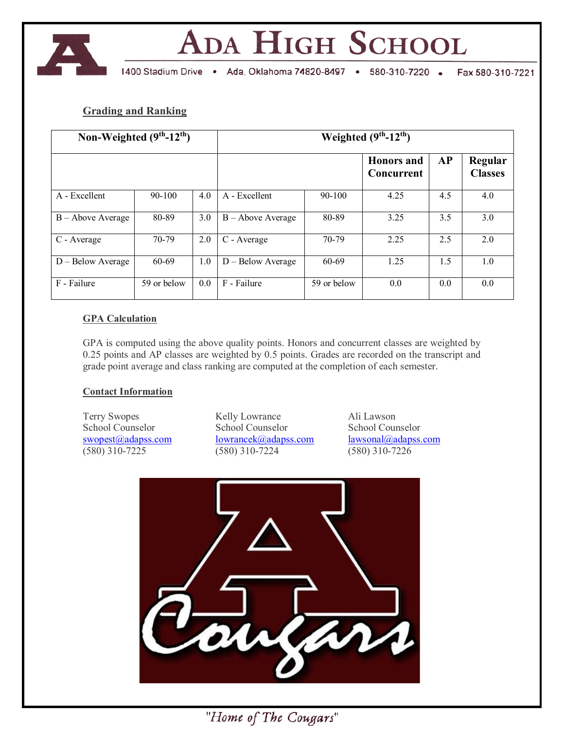# Ada High School

1400 Stadium Drive • Ada, Oklahoma 74820-8497 • 580-310-7220 • Fax 580-310-7221

## Grading and Ranking

| Non-Weighted (9th-12th) | | | Weighted (9th-12th) | | | | |
|---|---|---|---|---|---|---|---|
| | | | | | Honors and Concurrent | AP | Regular Classes |
| A - Excellent | 90-100 | 4.0 | A - Excellent | 90-100 | 4.25 | 4.5 | 4.0 |
| B – Above Average | 80-89 | 3.0 | B – Above Average | 80-89 | 3.25 | 3.5 | 3.0 |
| C - Average | 70-79 | 2.0 | C - Average | 70-79 | 2.25 | 2.5 | 2.0 |
| D – Below Average | 60-69 | 1.0 | D – Below Average | 60-69 | 1.25 | 1.5 | 1.0 |
| F - Failure | 59 or below | 0.0 | F - Failure | 59 or below | 0.0 | 0.0 | 0.0 |

## GPA Calculation

GPA is computed using the above quality points. Honors and concurrent classes are weighted by 0.25 points and AP classes are weighted by 0.5 points. Grades are recorded on the transcript and grade point average and class ranking are computed at the completion of each semester.

## Contact Information

Terry Swopes
School Counselor
swopest@adapss.com
(580) 310-7225

Kelly Lowrance
School Counselor
lowrancek@adapss.com
(580) 310-7224

Ali Lawson
School Counselor
lawsonal@adapss.com
(580) 310-7226

"Home of The Cougars"